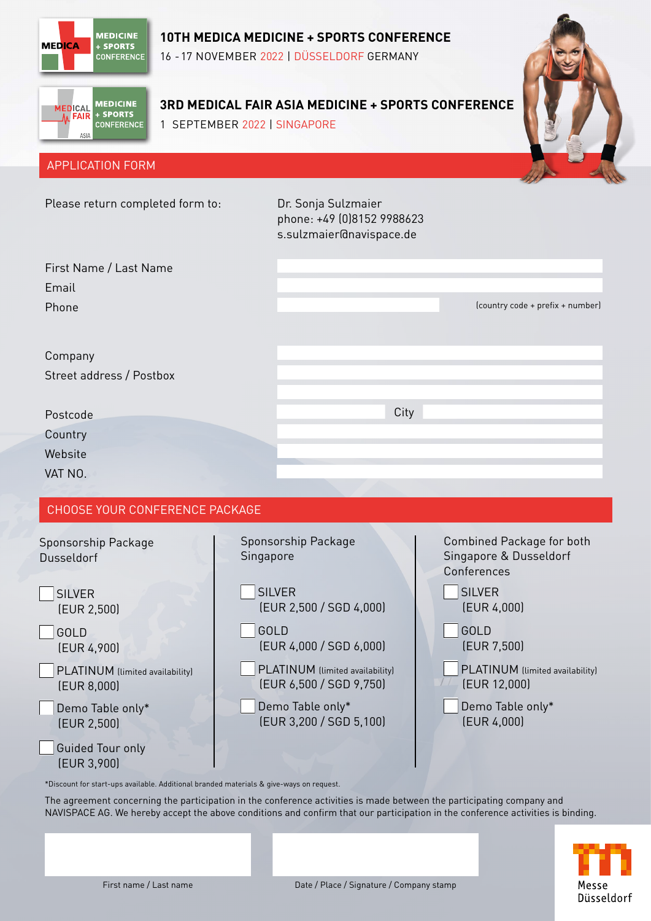MEDICA MEDICINE + SPORTS CONFERENCE

# 10TH MEDICA MEDICINE + SPORTS CONFERENCE

16 - 17 NOVEMBER 2022 | DÜSSELDORF GERMANY

MEDICAL FAIR ASIA MEDICINE + SPORTS CONFERENCE

# 3RD MEDICAL FAIR ASIA MEDICINE + SPORTS CONFERENCE

1 SEPTEMBER 2022 | SINGAPORE

## APPLICATION FORM

Please return completed form to:

Dr. Sonja Sulzmaier
phone: +49 (0)8152 9988623
s.sulzmaier@navispace.de

First Name / Last Name

Email

Phone (country code + prefix + number)

Company

Street address / Postbox

Postcode

City

Country

Website

VAT NO.

## CHOOSE YOUR CONFERENCE PACKAGE

**Sponsorship Package Dusseldorf**

- ☐ SILVER (EUR 2,500)
- ☐ GOLD (EUR 4,900)
- ☐ PLATINUM (limited availability) (EUR 8,000)
- ☐ Demo Table only* (EUR 2,500)
- ☐ Guided Tour only (EUR 3,900)

**Sponsorship Package Singapore**

- ☐ SILVER (EUR 2,500 / SGD 4,000)
- ☐ GOLD (EUR 4,000 / SGD 6,000)
- ☐ PLATINUM (limited availability) (EUR 6,500 / SGD 9,750)
- ☐ Demo Table only* (EUR 3,200 / SGD 5,100)

**Combined Package for both Singapore & Dusseldorf Conferences**

- ☐ SILVER (EUR 4,000)
- ☐ GOLD (EUR 7,500)
- ☐ PLATINUM (limited availability) (EUR 12,000)
- ☐ Demo Table only* (EUR 4,000)

*Discount for start-ups available. Additional branded materials & give-ways on request.

The agreement concerning the participation in the conference activities is made between the participating company and NAVISPACE AG. We hereby accept the above conditions and confirm that our participation in the conference activities is binding.

First name / Last name

Date / Place / Signature / Company stamp

Messe Düsseldorf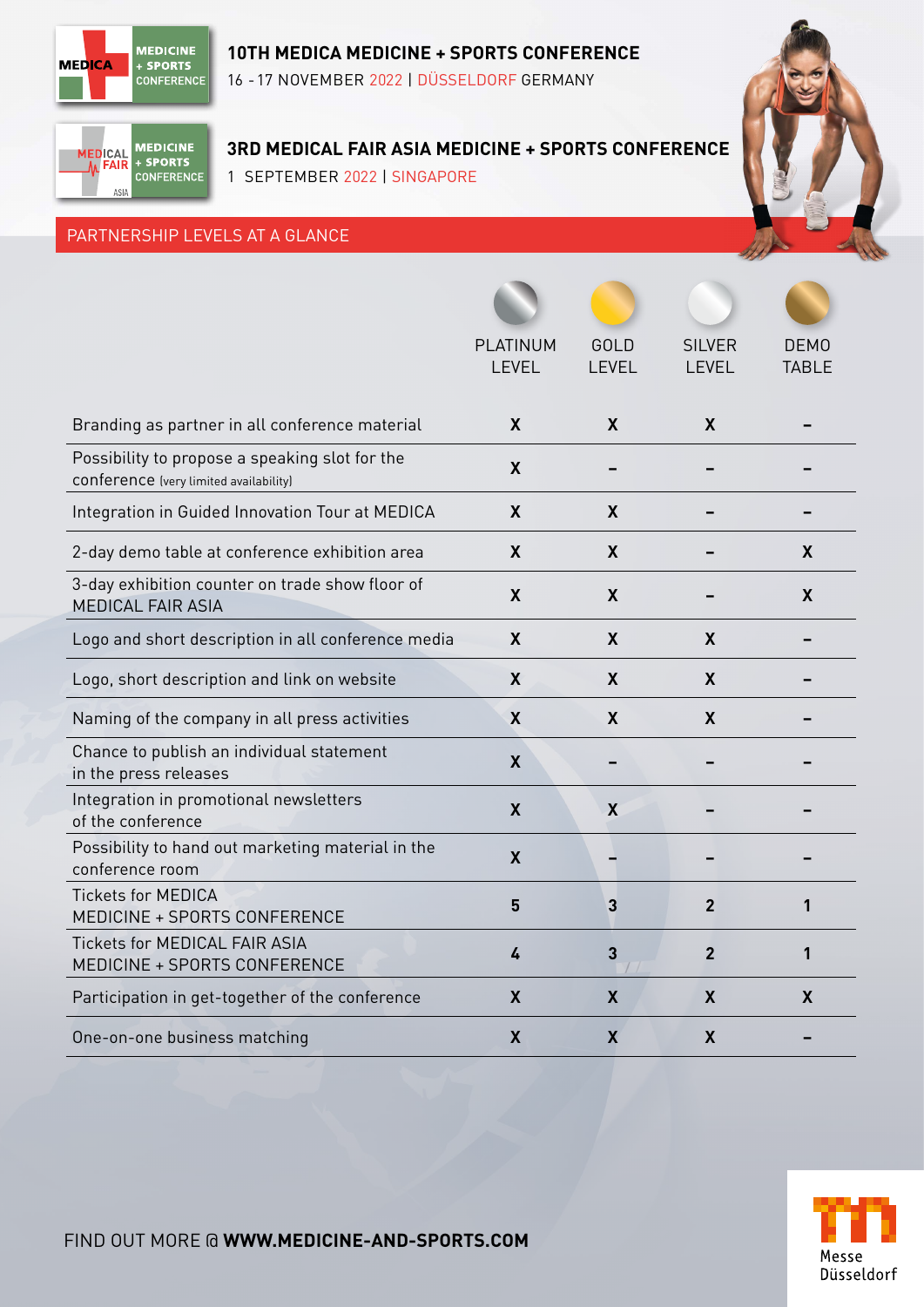MEDICA MEDICINE + SPORTS CONFERENCE

## 10TH MEDICA MEDICINE + SPORTS CONFERENCE

16 - 17 NOVEMBER 2022 | DÜSSELDORF GERMANY

MEDICAL FAIR ASIA MEDICINE + SPORTS CONFERENCE

## 3RD MEDICAL FAIR ASIA MEDICINE + SPORTS CONFERENCE

1 SEPTEMBER 2022 | SINGAPORE

### PARTNERSHIP LEVELS AT A GLANCE

| | PLATINUM LEVEL | GOLD LEVEL | SILVER LEVEL | DEMO TABLE |
|---|---|---|---|---|
| Branding as partner in all conference material | X | X | X | – |
| Possibility to propose a speaking slot for the conference (very limited availability) | X | – | – | – |
| Integration in Guided Innovation Tour at MEDICA | X | X | – | – |
| 2-day demo table at conference exhibition area | X | X | – | X |
| 3-day exhibition counter on trade show floor of MEDICAL FAIR ASIA | X | X | – | X |
| Logo and short description in all conference media | X | X | X | – |
| Logo, short description and link on website | X | X | X | – |
| Naming of the company in all press activities | X | X | X | – |
| Chance to publish an individual statement in the press releases | X | – | – | – |
| Integration in promotional newsletters of the conference | X | X | – | – |
| Possibility to hand out marketing material in the conference room | X | – | – | – |
| Tickets for MEDICA MEDICINE + SPORTS CONFERENCE | 5 | 3 | 2 | 1 |
| Tickets for MEDICAL FAIR ASIA MEDICINE + SPORTS CONFERENCE | 4 | 3 | 2 | 1 |
| Participation in get-together of the conference | X | X | X | X |
| One-on-one business matching | X | X | X | – |

FIND OUT MORE @ **WWW.MEDICINE-AND-SPORTS.COM**

Messe Düsseldorf